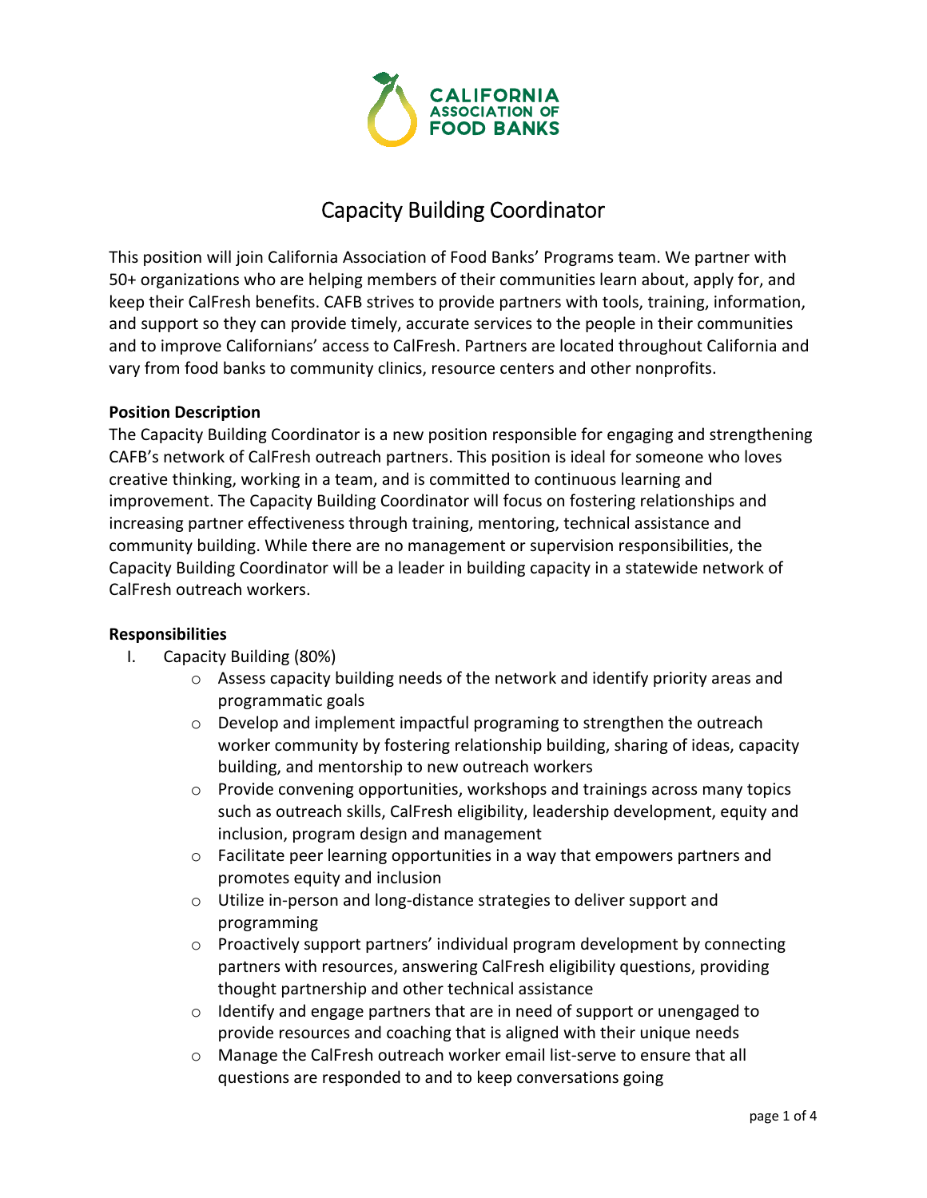CALIFORNIA ASSOCIATION OF FOOD BANKS

# Capacity Building Coordinator

This position will join California Association of Food Banks' Programs team. We partner with 50+ organizations who are helping members of their communities learn about, apply for, and keep their CalFresh benefits. CAFB strives to provide partners with tools, training, information, and support so they can provide timely, accurate services to the people in their communities and to improve Californians' access to CalFresh. Partners are located throughout California and vary from food banks to community clinics, resource centers and other nonprofits.

**Position Description**

The Capacity Building Coordinator is a new position responsible for engaging and strengthening CAFB's network of CalFresh outreach partners. This position is ideal for someone who loves creative thinking, working in a team, and is committed to continuous learning and improvement. The Capacity Building Coordinator will focus on fostering relationships and increasing partner effectiveness through training, mentoring, technical assistance and community building. While there are no management or supervision responsibilities, the Capacity Building Coordinator will be a leader in building capacity in a statewide network of CalFresh outreach workers.

**Responsibilities**

I. Capacity Building (80%)
   - Assess capacity building needs of the network and identify priority areas and programmatic goals
   - Develop and implement impactful programing to strengthen the outreach worker community by fostering relationship building, sharing of ideas, capacity building, and mentorship to new outreach workers
   - Provide convening opportunities, workshops and trainings across many topics such as outreach skills, CalFresh eligibility, leadership development, equity and inclusion, program design and management
   - Facilitate peer learning opportunities in a way that empowers partners and promotes equity and inclusion
   - Utilize in-person and long-distance strategies to deliver support and programming
   - Proactively support partners' individual program development by connecting partners with resources, answering CalFresh eligibility questions, providing thought partnership and other technical assistance
   - Identify and engage partners that are in need of support or unengaged to provide resources and coaching that is aligned with their unique needs
   - Manage the CalFresh outreach worker email list-serve to ensure that all questions are responded to and to keep conversations going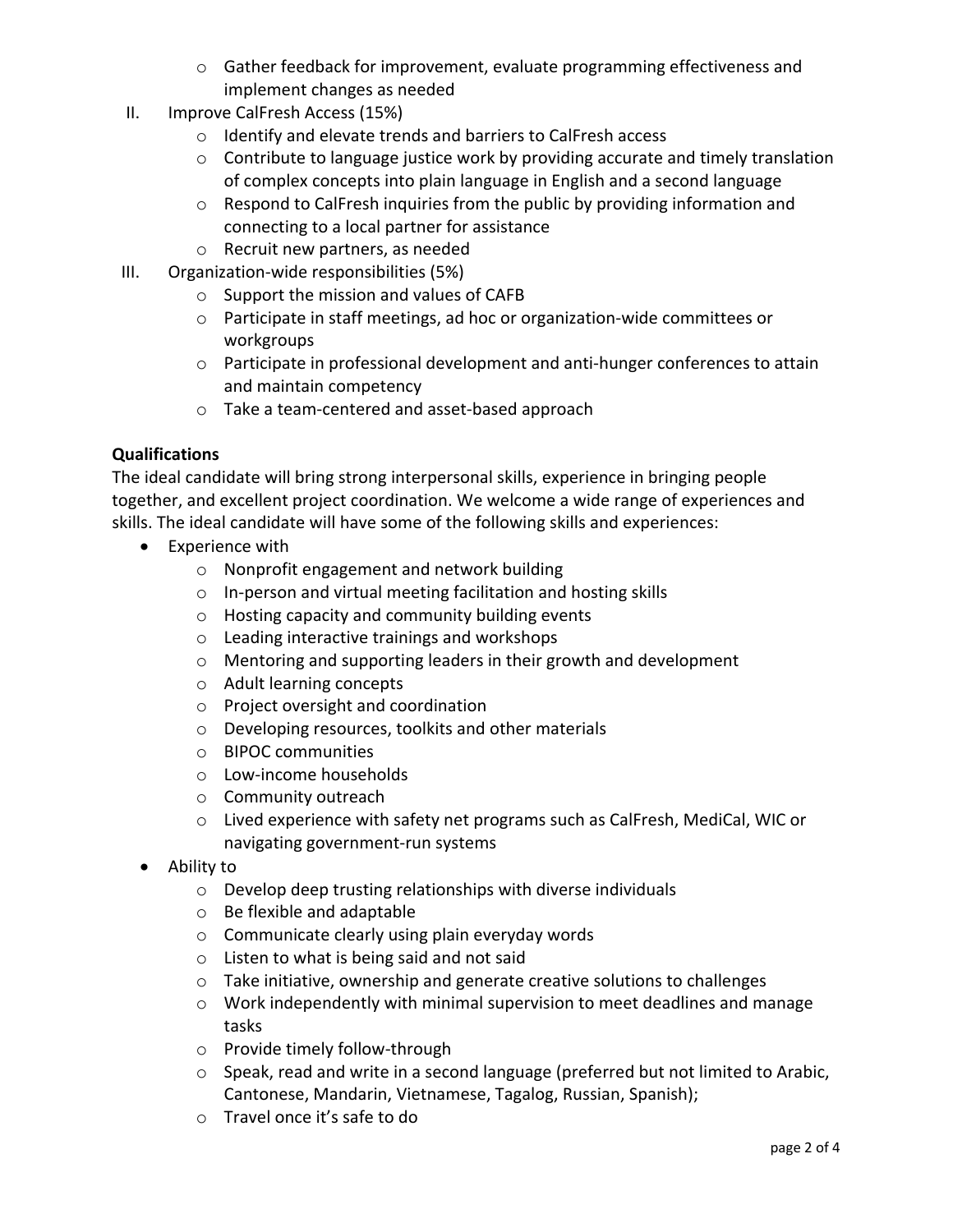- Gather feedback for improvement, evaluate programming effectiveness and implement changes as needed

II. Improve CalFresh Access (15%)
    - Identify and elevate trends and barriers to CalFresh access
    - Contribute to language justice work by providing accurate and timely translation of complex concepts into plain language in English and a second language
    - Respond to CalFresh inquiries from the public by providing information and connecting to a local partner for assistance
    - Recruit new partners, as needed

III. Organization-wide responsibilities (5%)
    - Support the mission and values of CAFB
    - Participate in staff meetings, ad hoc or organization-wide committees or workgroups
    - Participate in professional development and anti-hunger conferences to attain and maintain competency
    - Take a team-centered and asset-based approach

**Qualifications**

The ideal candidate will bring strong interpersonal skills, experience in bringing people together, and excellent project coordination. We welcome a wide range of experiences and skills. The ideal candidate will have some of the following skills and experiences:

- Experience with
    - Nonprofit engagement and network building
    - In-person and virtual meeting facilitation and hosting skills
    - Hosting capacity and community building events
    - Leading interactive trainings and workshops
    - Mentoring and supporting leaders in their growth and development
    - Adult learning concepts
    - Project oversight and coordination
    - Developing resources, toolkits and other materials
    - BIPOC communities
    - Low-income households
    - Community outreach
    - Lived experience with safety net programs such as CalFresh, MediCal, WIC or navigating government-run systems
- Ability to
    - Develop deep trusting relationships with diverse individuals
    - Be flexible and adaptable
    - Communicate clearly using plain everyday words
    - Listen to what is being said and not said
    - Take initiative, ownership and generate creative solutions to challenges
    - Work independently with minimal supervision to meet deadlines and manage tasks
    - Provide timely follow-through
    - Speak, read and write in a second language (preferred but not limited to Arabic, Cantonese, Mandarin, Vietnamese, Tagalog, Russian, Spanish);
    - Travel once it's safe to do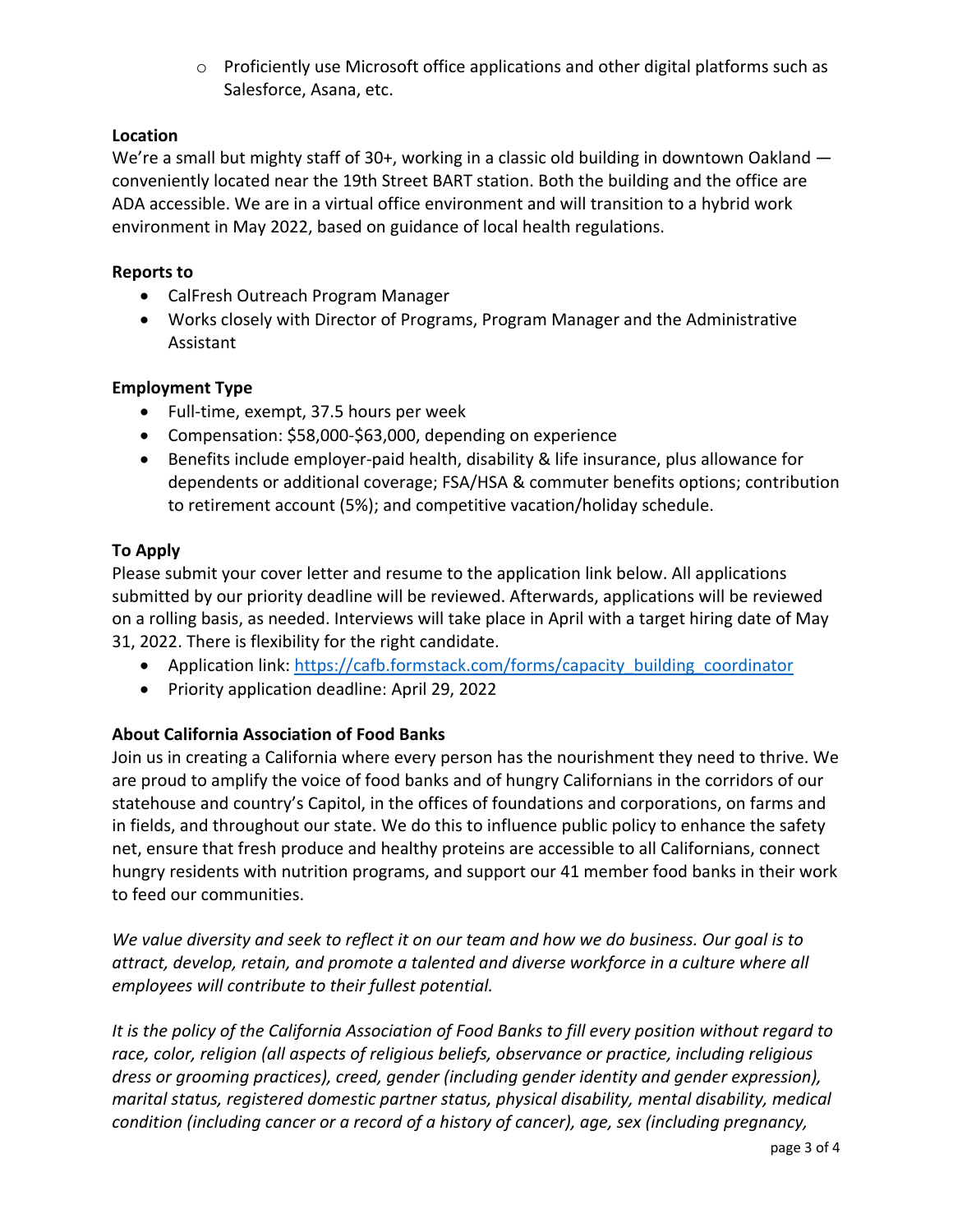- Proficiently use Microsoft office applications and other digital platforms such as Salesforce, Asana, etc.

**Location**

We're a small but mighty staff of 30+, working in a classic old building in downtown Oakland — conveniently located near the 19th Street BART station. Both the building and the office are ADA accessible. We are in a virtual office environment and will transition to a hybrid work environment in May 2022, based on guidance of local health regulations.

**Reports to**

- CalFresh Outreach Program Manager
- Works closely with Director of Programs, Program Manager and the Administrative Assistant

**Employment Type**

- Full-time, exempt, 37.5 hours per week
- Compensation: $58,000-$63,000, depending on experience
- Benefits include employer-paid health, disability & life insurance, plus allowance for dependents or additional coverage; FSA/HSA & commuter benefits options; contribution to retirement account (5%); and competitive vacation/holiday schedule.

**To Apply**

Please submit your cover letter and resume to the application link below. All applications submitted by our priority deadline will be reviewed. Afterwards, applications will be reviewed on a rolling basis, as needed. Interviews will take place in April with a target hiring date of May 31, 2022. There is flexibility for the right candidate.

- Application link: [https://cafb.formstack.com/forms/capacity_building_coordinator](https://cafb.formstack.com/forms/capacity_building_coordinator)
- Priority application deadline: April 29, 2022

**About California Association of Food Banks**

Join us in creating a California where every person has the nourishment they need to thrive. We are proud to amplify the voice of food banks and of hungry Californians in the corridors of our statehouse and country's Capitol, in the offices of foundations and corporations, on farms and in fields, and throughout our state. We do this to influence public policy to enhance the safety net, ensure that fresh produce and healthy proteins are accessible to all Californians, connect hungry residents with nutrition programs, and support our 41 member food banks in their work to feed our communities.

*We value diversity and seek to reflect it on our team and how we do business. Our goal is to attract, develop, retain, and promote a talented and diverse workforce in a culture where all employees will contribute to their fullest potential.*

*It is the policy of the California Association of Food Banks to fill every position without regard to race, color, religion (all aspects of religious beliefs, observance or practice, including religious dress or grooming practices), creed, gender (including gender identity and gender expression), marital status, registered domestic partner status, physical disability, mental disability, medical condition (including cancer or a record of a history of cancer), age, sex (including pregnancy,*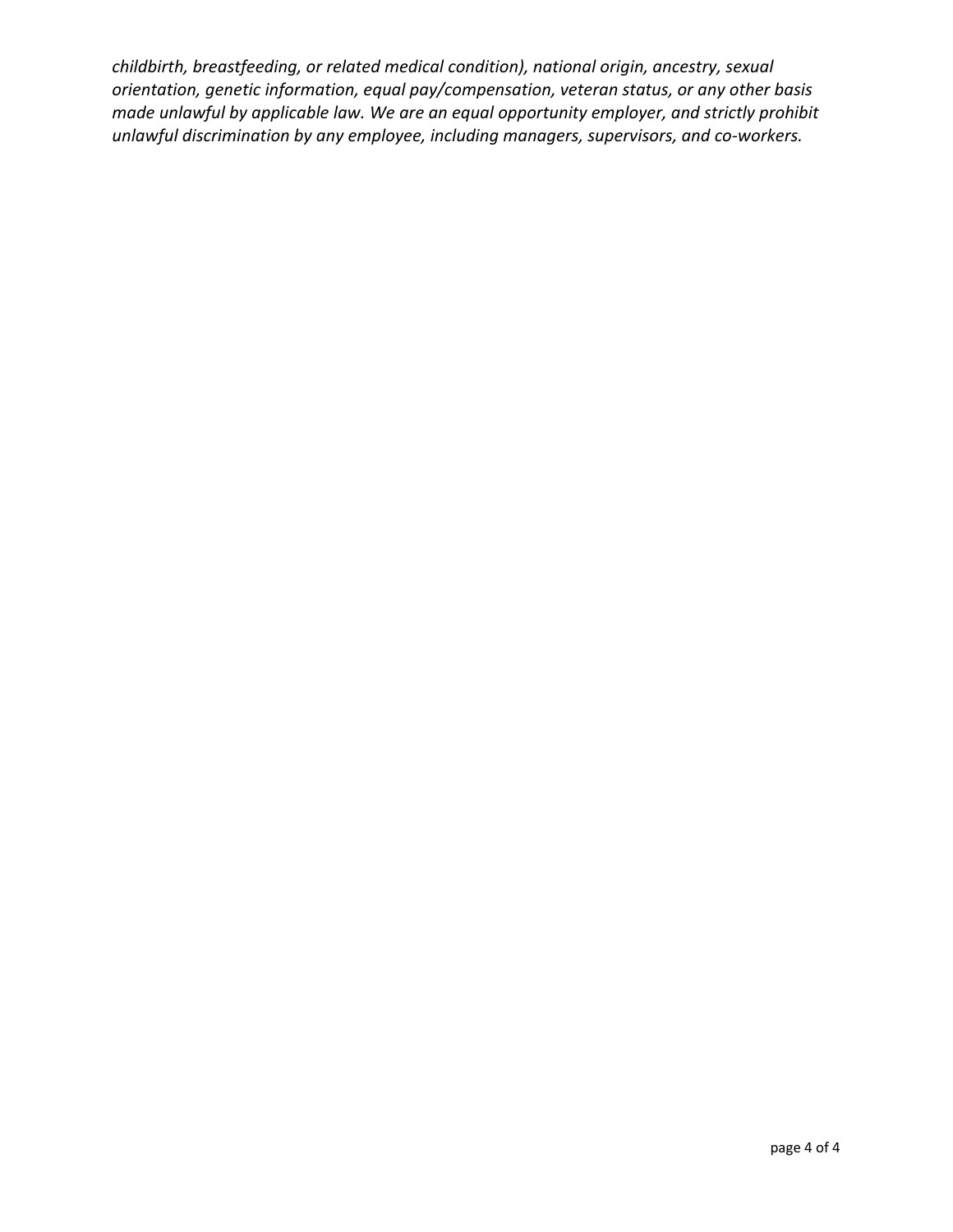*childbirth, breastfeeding, or related medical condition), national origin, ancestry, sexual orientation, genetic information, equal pay/compensation, veteran status, or any other basis made unlawful by applicable law. We are an equal opportunity employer, and strictly prohibit unlawful discrimination by any employee, including managers, supervisors, and co-workers.*